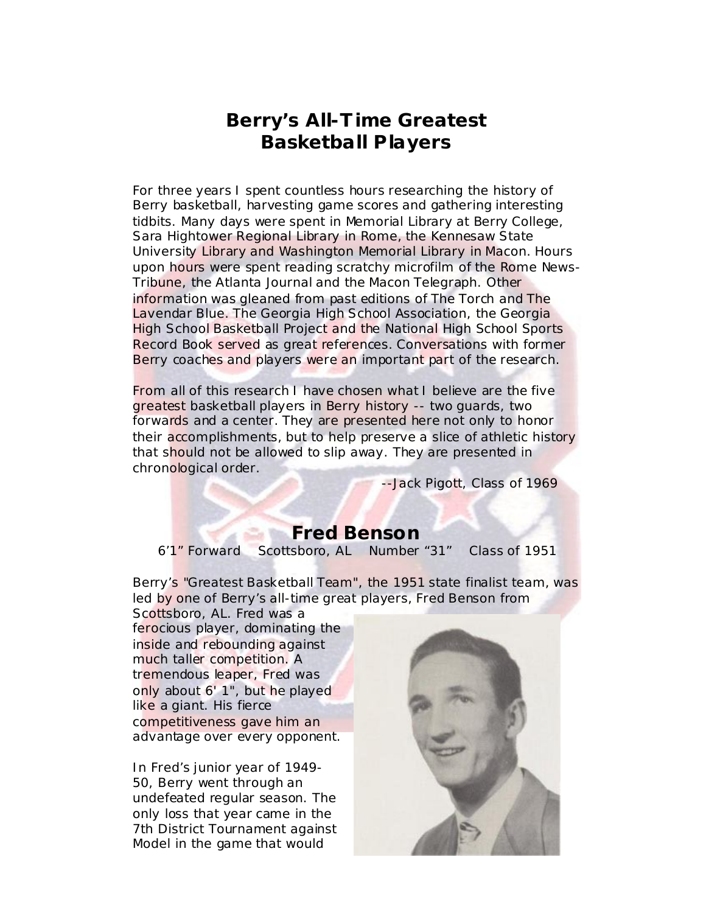# Berry's All-Time Greatest Basketball Players

For three years I spent countless hours researching the history of Berry basketball, harvesting game scores and gathering interesting tidbits. Many days were spent in Memorial Library at Berry College, Sara Hightower Regional Library in Rome, the Kennesaw State University Library and Washington Memorial Library in Macon. Hours upon hours were spent reading scratchy microfilm of the Rome News-Tribune, the Atlanta Journal and the Macon Telegraph. Other information was gleaned from past editions of The Torch and The Lavendar Blue. The Georgia High School Association, the Georgia High School Basketball Project and the National High School Sports Record Book served as great references. Conversations with former Berry coaches and players were an important part of the research.

From all of this research I have chosen what I believe are the five greatest basketball players in Berry history -- two guards, two forwards and a center. They are presented here not only to honor their accomplishments, but to help preserve a slice of athletic history that should not be allowed to slip away. They are presented in chronological order.

--Jack Pigott, Class of 1969

## Fred Benson

6'1" Forward    Scottsboro, AL    Number "31"    Class of 1951

Berry's "Greatest Basketball Team", the 1951 state finalist team, was led by one of Berry's all-time great players, Fred Benson from Scottsboro, AL. Fred was a ferocious player, dominating the inside and rebounding against much taller competition. A tremendous leaper, Fred was only about 6' 1", but he played like a giant. His fierce competitiveness gave him an advantage over every opponent.

In Fred's junior year of 1949-50, Berry went through an undefeated regular season. The only loss that year came in the 7th District Tournament against Model in the game that would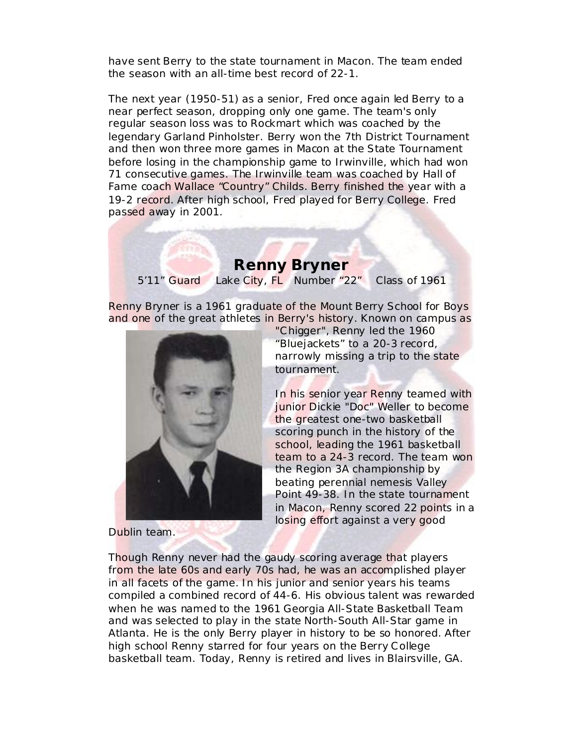have sent Berry to the state tournament in Macon. The team ended the season with an all-time best record of 22-1.

The next year (1950-51) as a senior, Fred once again led Berry to a near perfect season, dropping only one game. The team's only regular season loss was to Rockmart which was coached by the legendary Garland Pinholster. Berry won the 7th District Tournament and then won three more games in Macon at the State Tournament before losing in the championship game to Irwinville, which had won 71 consecutive games. The Irwinville team was coached by Hall of Fame coach Wallace "Country" Childs. Berry finished the year with a 19-2 record. After high school, Fred played for Berry College. Fred passed away in 2001.

## Renny Bryner

5'11" Guard    Lake City, FL    Number "22"    Class of 1961

Renny Bryner is a 1961 graduate of the Mount Berry School for Boys and one of the great athletes in Berry's history. Known on campus as "Chigger", Renny led the 1960 "Bluejackets" to a 20-3 record, narrowly missing a trip to the state tournament.

In his senior year Renny teamed with junior Dickie "Doc" Weller to become the greatest one-two basketball scoring punch in the history of the school, leading the 1961 basketball team to a 24-3 record. The team won the Region 3A championship by beating perennial nemesis Valley Point 49-38. In the state tournament in Macon, Renny scored 22 points in a losing effort against a very good Dublin team.

Though Renny never had the gaudy scoring average that players from the late 60s and early 70s had, he was an accomplished player in all facets of the game. In his junior and senior years his teams compiled a combined record of 44-6. His obvious talent was rewarded when he was named to the 1961 Georgia All-State Basketball Team and was selected to play in the state North-South All-Star game in Atlanta. He is the only Berry player in history to be so honored. After high school Renny starred for four years on the Berry College basketball team. Today, Renny is retired and lives in Blairsville, GA.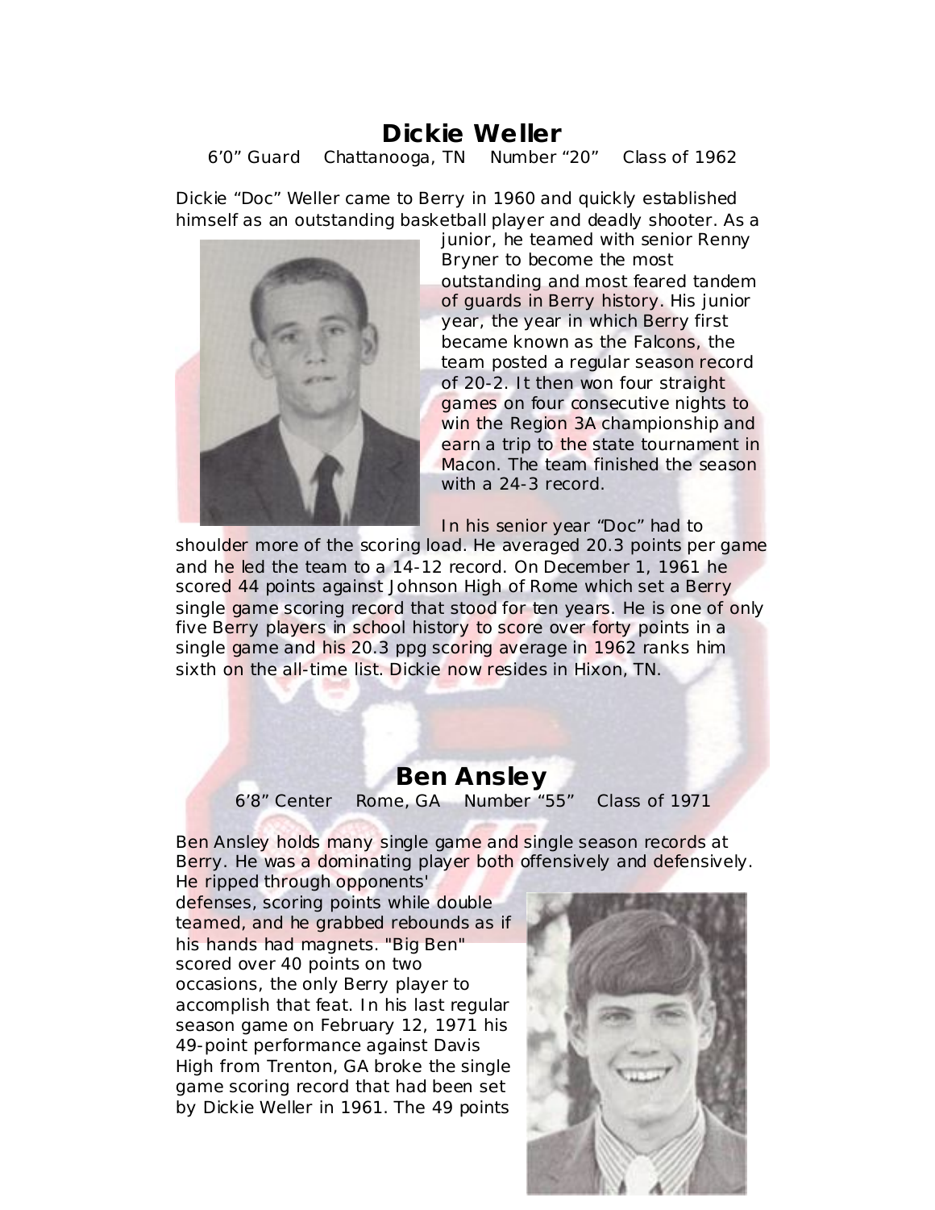## Dickie Weller

6'0" Guard Chattanooga, TN Number "20" Class of 1962

Dickie "Doc" Weller came to Berry in 1960 and quickly established himself as an outstanding basketball player and deadly shooter. As a junior, he teamed with senior Renny Bryner to become the most outstanding and most feared tandem of guards in Berry history. His junior year, the year in which Berry first became known as the Falcons, the team posted a regular season record of 20-2. It then won four straight games on four consecutive nights to win the Region 3A championship and earn a trip to the state tournament in Macon. The team finished the season with a 24-3 record.

In his senior year "Doc" had to shoulder more of the scoring load. He averaged 20.3 points per game and he led the team to a 14-12 record. On December 1, 1961 he scored 44 points against Johnson High of Rome which set a Berry single game scoring record that stood for ten years. He is one of only five Berry players in school history to score over forty points in a single game and his 20.3 ppg scoring average in 1962 ranks him sixth on the all-time list. Dickie now resides in Hixon, TN.

## Ben Ansley

6'8" Center Rome, GA Number "55" Class of 1971

Ben Ansley holds many single game and single season records at Berry. He was a dominating player both offensively and defensively. He ripped through opponents' defenses, scoring points while double teamed, and he grabbed rebounds as if his hands had magnets. "Big Ben" scored over 40 points on two occasions, the only Berry player to accomplish that feat. In his last regular season game on February 12, 1971 his 49-point performance against Davis High from Trenton, GA broke the single game scoring record that had been set by Dickie Weller in 1961. The 49 points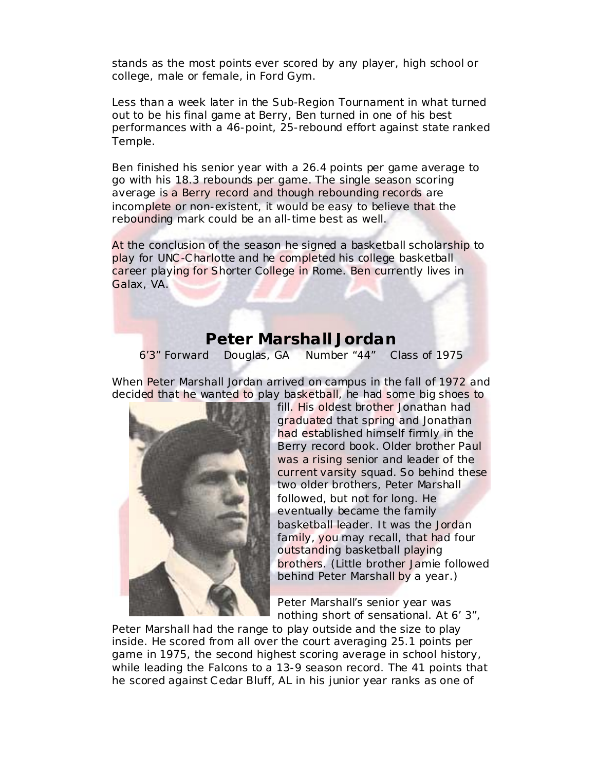stands as the most points ever scored by any player, high school or college, male or female, in Ford Gym.

Less than a week later in the Sub-Region Tournament in what turned out to be his final game at Berry, Ben turned in one of his best performances with a 46-point, 25-rebound effort against state ranked Temple.

Ben finished his senior year with a 26.4 points per game average to go with his 18.3 rebounds per game. The single season scoring average is a Berry record and though rebounding records are incomplete or non-existent, it would be easy to believe that the rebounding mark could be an all-time best as well.

At the conclusion of the season he signed a basketball scholarship to play for UNC-Charlotte and he completed his college basketball career playing for Shorter College in Rome. Ben currently lives in Galax, VA.

## Peter Marshall Jordan

6'3" Forward    Douglas, GA    Number "44"    Class of 1975

When Peter Marshall Jordan arrived on campus in the fall of 1972 and decided that he wanted to play basketball, he had some big shoes to fill. His oldest brother Jonathan had graduated that spring and Jonathan had established himself firmly in the Berry record book. Older brother Paul was a rising senior and leader of the current varsity squad. So behind these two older brothers, Peter Marshall followed, but not for long. He eventually became the family basketball leader. It was the Jordan family, you may recall, that had four outstanding basketball playing brothers. (Little brother Jamie followed behind Peter Marshall by a year.)

Peter Marshall's senior year was nothing short of sensational. At 6' 3", Peter Marshall had the range to play outside and the size to play inside. He scored from all over the court averaging 25.1 points per game in 1975, the second highest scoring average in school history, while leading the Falcons to a 13-9 season record. The 41 points that he scored against Cedar Bluff, AL in his junior year ranks as one of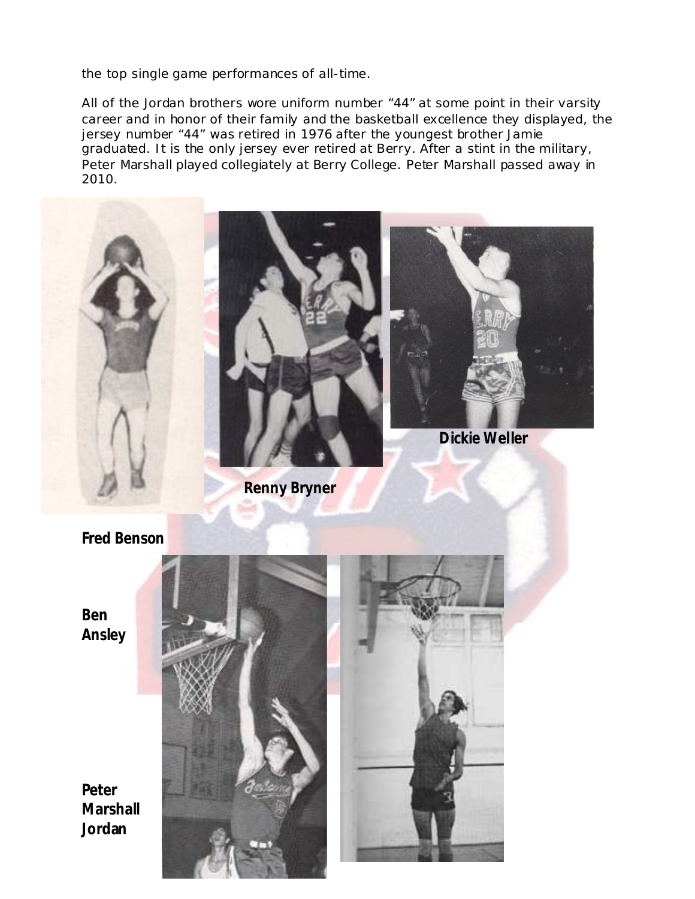the top single game performances of all-time.

All of the Jordan brothers wore uniform number "44" at some point in their varsity career and in honor of their family and the basketball excellence they displayed, the jersey number "44" was retired in 1976 after the youngest brother Jamie graduated. It is the only jersey ever retired at Berry. After a stint in the military, Peter Marshall played collegiately at Berry College. Peter Marshall passed away in 2010.

**Dickie Weller**

**Renny Bryner**

**Fred Benson**

**Ben Ansley**

**Peter Marshall Jordan**